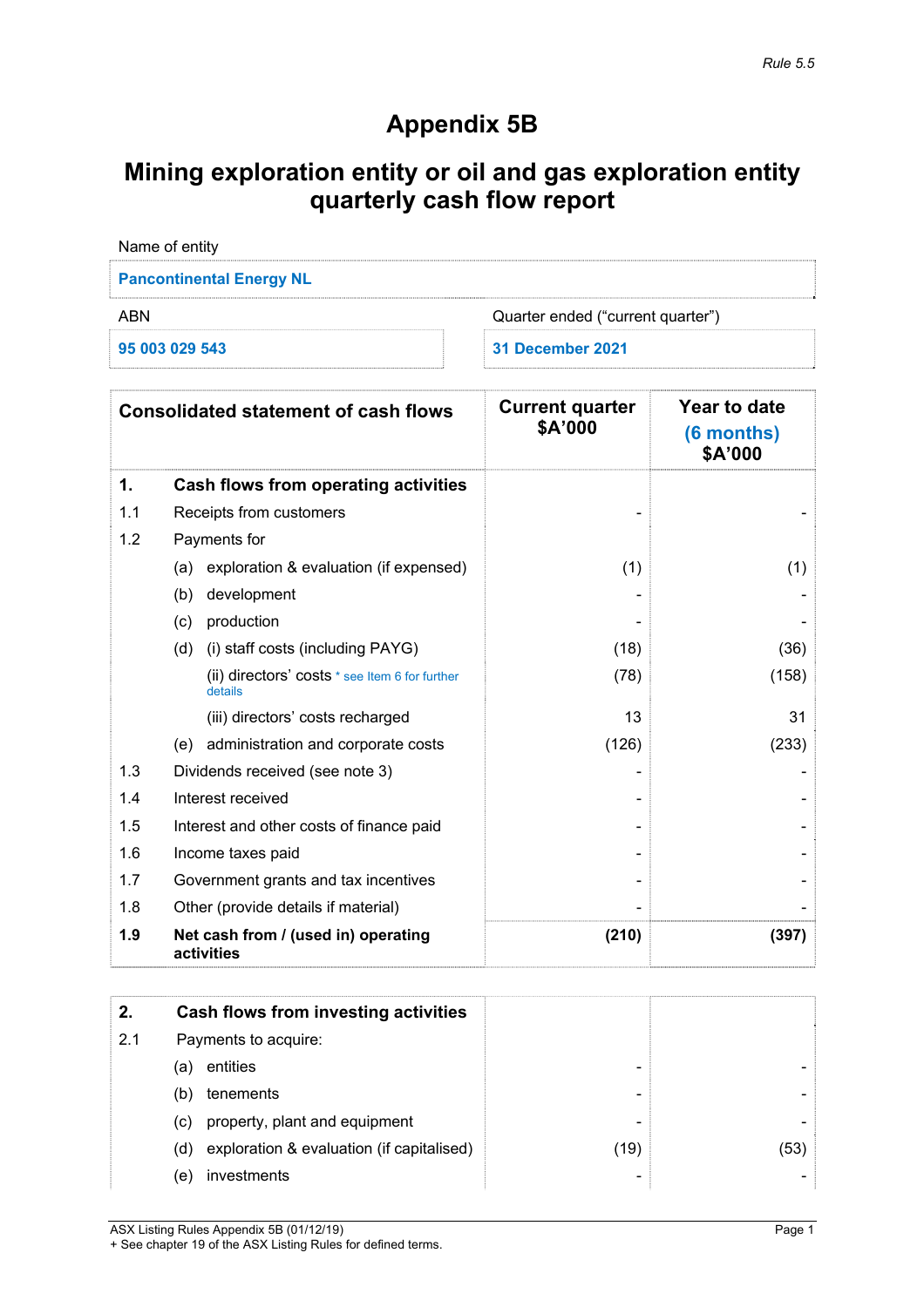Rule 5.5

# Appendix 5B

## Mining exploration entity or oil and gas exploration entity quarterly cash flow report

| Name of entity | |
|---|---|
| Pancontinental Energy NL | |
| **ABN** | **Quarter ended ("current quarter")** |
| 95 003 029 543 | 31 December 2021 |

| | Consolidated statement of cash flows | | Current quarter $A'000 | Year to date (6 months) $A'000 |
|---|---|---|---|---|
| **1.** | **Cash flows from operating activities** | | | |
| 1.1 | Receipts from customers | | - | - |
| 1.2 | Payments for | | | |
| | (a) | exploration & evaluation (if expensed) | (1) | (1) |
| | (b) | development | - | - |
| | (c) | production | - | - |
| | (d) | (i) staff costs (including PAYG) | (18) | (36) |
| | | (ii) directors' costs * see Item 6 for further details | (78) | (158) |
| | | (iii) directors' costs recharged | 13 | 31 |
| | (e) | administration and corporate costs | (126) | (233) |
| 1.3 | Dividends received (see note 3) | | - | - |
| 1.4 | Interest received | | - | - |
| 1.5 | Interest and other costs of finance paid | | - | - |
| 1.6 | Income taxes paid | | - | - |
| 1.7 | Government grants and tax incentives | | - | - |
| 1.8 | Other (provide details if material) | | - | - |
| **1.9** | **Net cash from / (used in) operating activities** | | **(210)** | **(397)** |

| | | | | |
|---|---|---|---|---|
| **2.** | **Cash flows from investing activities** | | | |
| 2.1 | Payments to acquire: | | | |
| | (a) | entities | - | - |
| | (b) | tenements | - | - |
| | (c) | property, plant and equipment | - | - |
| | (d) | exploration & evaluation (if capitalised) | (19) | (53) |
| | (e) | investments | - | - |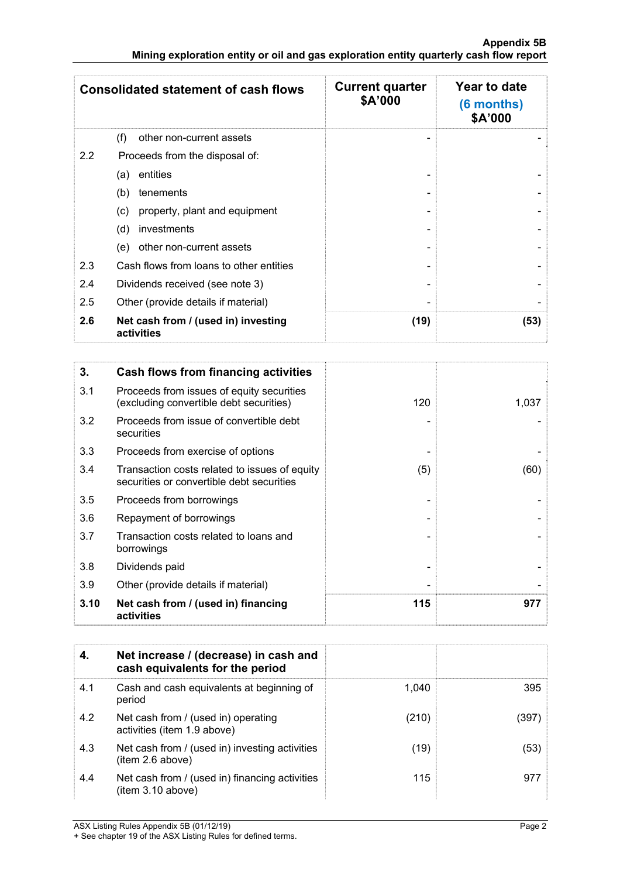| Consolidated statement of cash flows | | Current quarter $A'000 | Year to date (6 months) $A'000 |
|---|---|---|---|
| | (f) other non-current assets | - | - |
| 2.2 | Proceeds from the disposal of: | | |
| | (a) entities | - | - |
| | (b) tenements | - | - |
| | (c) property, plant and equipment | - | - |
| | (d) investments | - | - |
| | (e) other non-current assets | - | - |
| 2.3 | Cash flows from loans to other entities | - | - |
| 2.4 | Dividends received (see note 3) | - | - |
| 2.5 | Other (provide details if material) | - | - |
| **2.6** | **Net cash from / (used in) investing activities** | **(19)** | **(53)** |

| **3.** | **Cash flows from financing activities** | | |
|---|---|---|---|
| 3.1 | Proceeds from issues of equity securities (excluding convertible debt securities) | 120 | 1,037 |
| 3.2 | Proceeds from issue of convertible debt securities | - | - |
| 3.3 | Proceeds from exercise of options | - | - |
| 3.4 | Transaction costs related to issues of equity securities or convertible debt securities | (5) | (60) |
| 3.5 | Proceeds from borrowings | - | - |
| 3.6 | Repayment of borrowings | - | - |
| 3.7 | Transaction costs related to loans and borrowings | - | - |
| 3.8 | Dividends paid | - | - |
| 3.9 | Other (provide details if material) | - | - |
| **3.10** | **Net cash from / (used in) financing activities** | **115** | **977** |

| **4.** | **Net increase / (decrease) in cash and cash equivalents for the period** | | |
|---|---|---|---|
| 4.1 | Cash and cash equivalents at beginning of period | 1,040 | 395 |
| 4.2 | Net cash from / (used in) operating activities (item 1.9 above) | (210) | (397) |
| 4.3 | Net cash from / (used in) investing activities (item 2.6 above) | (19) | (53) |
| 4.4 | Net cash from / (used in) financing activities (item 3.10 above) | 115 | 977 |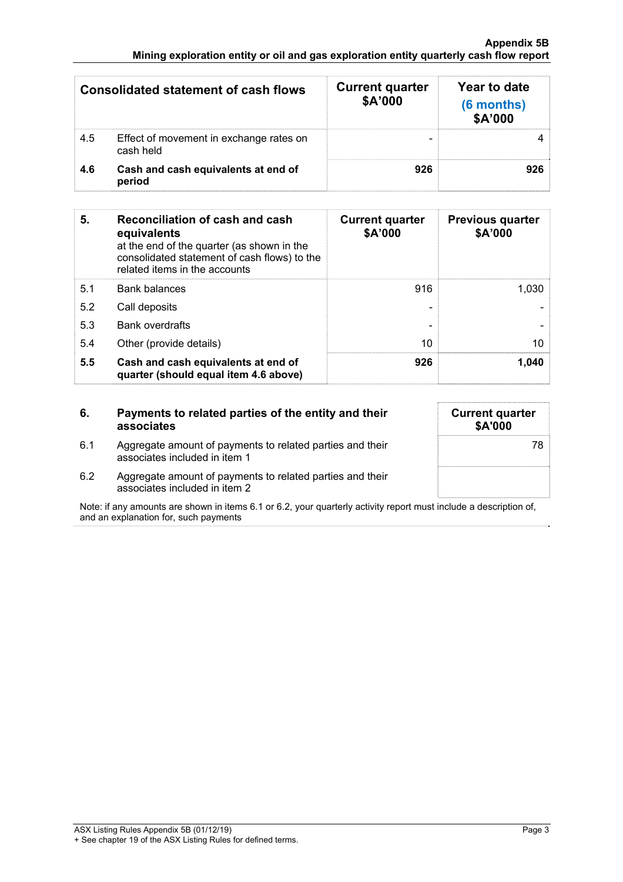| Consolidated statement of cash flows | | Current quarter $A'000 | Year to date (6 months) $A'000 |
|---|---|---|---|
| 4.5 | Effect of movement in exchange rates on cash held | - | 4 |
| **4.6** | **Cash and cash equivalents at end of period** | **926** | **926** |

| **5.** | **Reconciliation of cash and cash equivalents** at the end of the quarter (as shown in the consolidated statement of cash flows) to the related items in the accounts | **Current quarter $A'000** | **Previous quarter $A'000** |
|---|---|---|---|
| 5.1 | Bank balances | 916 | 1,030 |
| 5.2 | Call deposits | - | - |
| 5.3 | Bank overdrafts | - | - |
| 5.4 | Other (provide details) | 10 | 10 |
| **5.5** | **Cash and cash equivalents at end of quarter (should equal item 4.6 above)** | **926** | **1,040** |

| **6.** | **Payments to related parties of the entity and their associates** | **Current quarter $A'000** |
|---|---|---|
| 6.1 | Aggregate amount of payments to related parties and their associates included in item 1 | 78 |
| 6.2 | Aggregate amount of payments to related parties and their associates included in item 2 | |

Note: if any amounts are shown in items 6.1 or 6.2, your quarterly activity report must include a description of, and an explanation for, such payments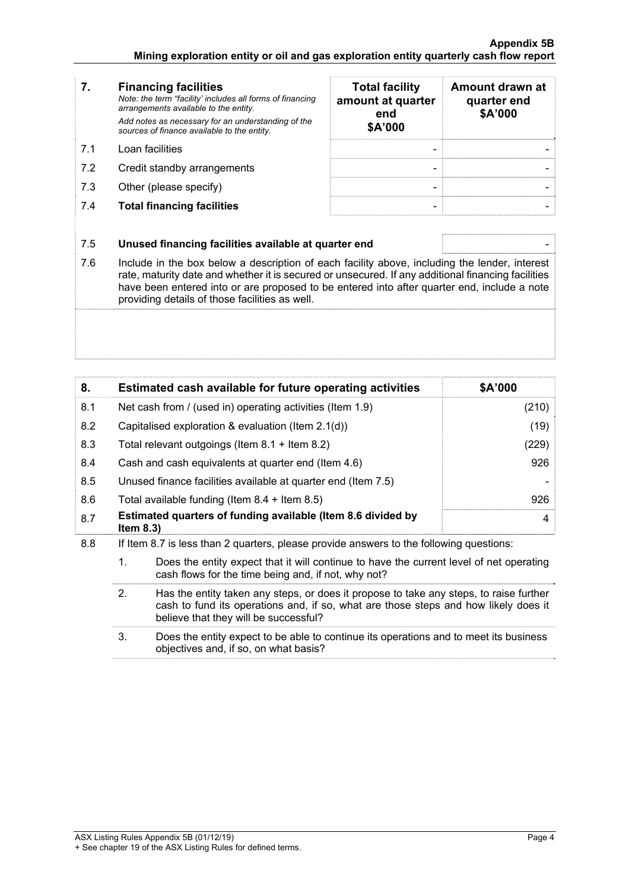| 7. | Financing facilities *Note: the term "facility' includes all forms of financing arrangements available to the entity.* *Add notes as necessary for an understanding of the sources of finance available to the entity.* | Total facility amount at quarter end $A'000 | Amount drawn at quarter end $A'000 |
|---|---|---|---|
| 7.1 | Loan facilities | - | - |
| 7.2 | Credit standby arrangements | - | - |
| 7.3 | Other (please specify) | - | - |
| 7.4 | **Total financing facilities** | - | - |

| | | |
|---|---|---|
| 7.5 | **Unused financing facilities available at quarter end** | - |
| 7.6 | Include in the box below a description of each facility above, including the lender, interest rate, maturity date and whether it is secured or unsecured. If any additional financing facilities have been entered into or are proposed to be entered into after quarter end, include a note providing details of those facilities as well. | |

| 8. | Estimated cash available for future operating activities | $A'000 |
|---|---|---|
| 8.1 | Net cash from / (used in) operating activities (Item 1.9) | (210) |
| 8.2 | Capitalised exploration & evaluation (Item 2.1(d)) | (19) |
| 8.3 | Total relevant outgoings (Item 8.1 + Item 8.2) | (229) |
| 8.4 | Cash and cash equivalents at quarter end (Item 4.6) | 926 |
| 8.5 | Unused finance facilities available at quarter end (Item 7.5) | - |
| 8.6 | Total available funding (Item 8.4 + Item 8.5) | 926 |
| 8.7 | **Estimated quarters of funding available (Item 8.6 divided by Item 8.3)** | 4 |

8.8 If Item 8.7 is less than 2 quarters, please provide answers to the following questions:

1. Does the entity expect that it will continue to have the current level of net operating cash flows for the time being and, if not, why not?

2. Has the entity taken any steps, or does it propose to take any steps, to raise further cash to fund its operations and, if so, what are those steps and how likely does it believe that they will be successful?

3. Does the entity expect to be able to continue its operations and to meet its business objectives and, if so, on what basis?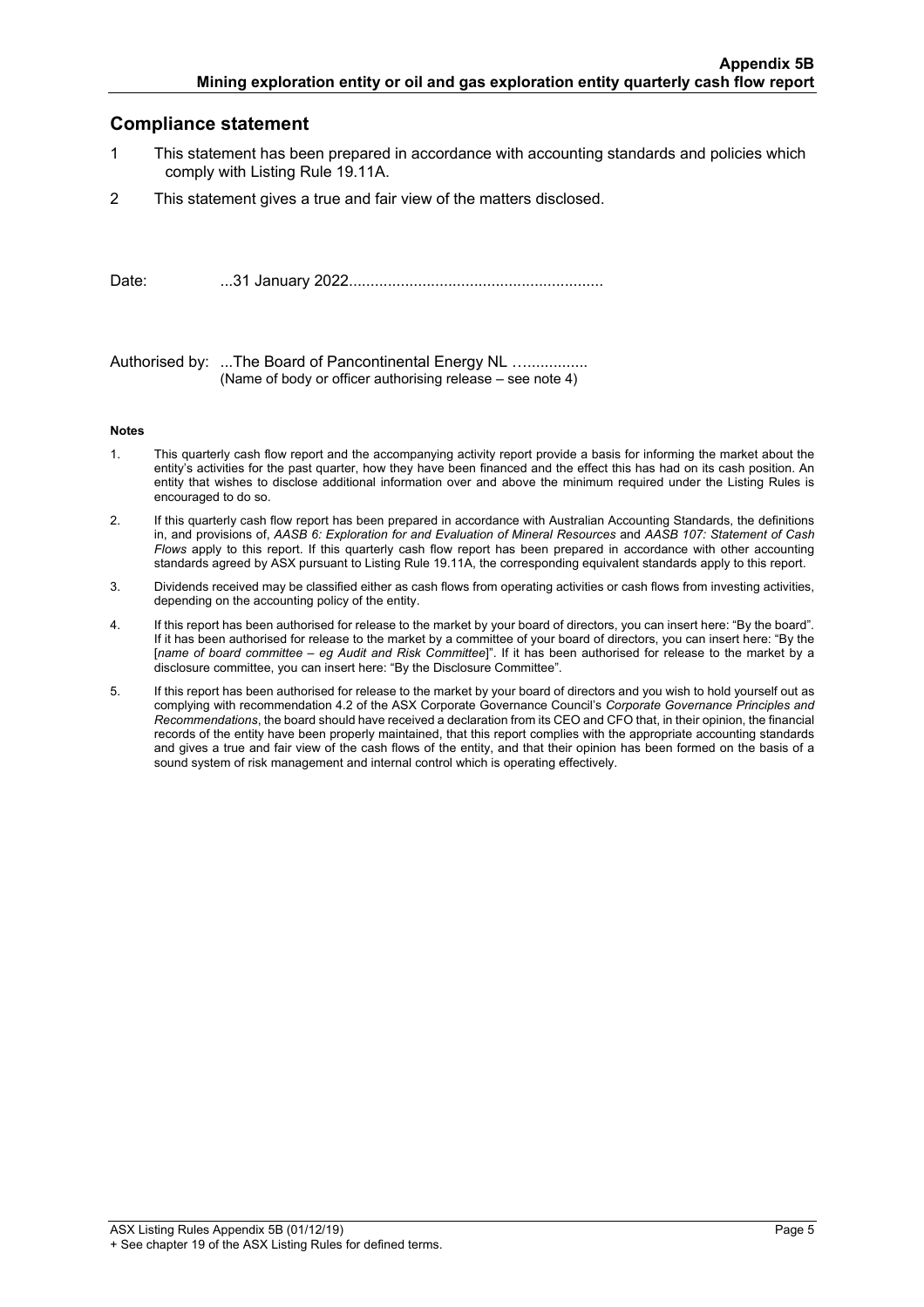## Compliance statement

1. This statement has been prepared in accordance with accounting standards and policies which comply with Listing Rule 19.11A.
2. This statement gives a true and fair view of the matters disclosed.

Date: ...31 January 2022.........................................................

Authorised by: ...The Board of Pancontinental Energy NL …..............
(Name of body or officer authorising release – see note 4)

**Notes**

1. This quarterly cash flow report and the accompanying activity report provide a basis for informing the market about the entity's activities for the past quarter, how they have been financed and the effect this has had on its cash position. An entity that wishes to disclose additional information over and above the minimum required under the Listing Rules is encouraged to do so.
2. If this quarterly cash flow report has been prepared in accordance with Australian Accounting Standards, the definitions in, and provisions of, *AASB 6: Exploration for and Evaluation of Mineral Resources* and *AASB 107: Statement of Cash Flows* apply to this report. If this quarterly cash flow report has been prepared in accordance with other accounting standards agreed by ASX pursuant to Listing Rule 19.11A, the corresponding equivalent standards apply to this report.
3. Dividends received may be classified either as cash flows from operating activities or cash flows from investing activities, depending on the accounting policy of the entity.
4. If this report has been authorised for release to the market by your board of directors, you can insert here: "By the board". If it has been authorised for release to the market by a committee of your board of directors, you can insert here: "By the [*name of board committee – eg Audit and Risk Committee*]". If it has been authorised for release to the market by a disclosure committee, you can insert here: "By the Disclosure Committee".
5. If this report has been authorised for release to the market by your board of directors and you wish to hold yourself out as complying with recommendation 4.2 of the ASX Corporate Governance Council's *Corporate Governance Principles and Recommendations*, the board should have received a declaration from its CEO and CFO that, in their opinion, the financial records of the entity have been properly maintained, that this report complies with the appropriate accounting standards and gives a true and fair view of the cash flows of the entity, and that their opinion has been formed on the basis of a sound system of risk management and internal control which is operating effectively.